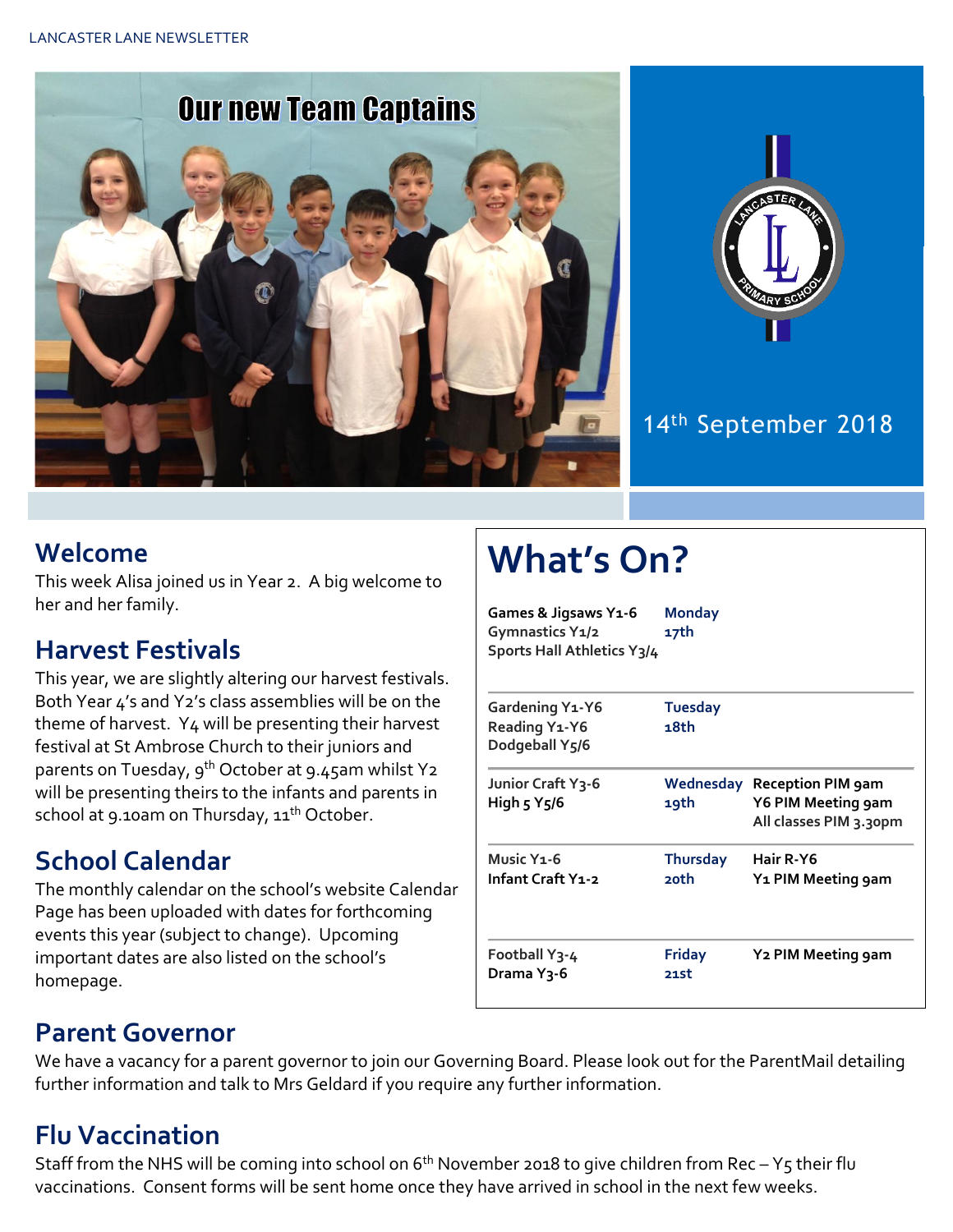Our new Team Captains

14th September 2018

## Welcome

This week Alisa joined us in Year 2. A big welcome to her and her family.

## Harvest Festivals

This year, we are slightly altering our harvest festivals. Both Year 4's and Y2's class assemblies will be on the theme of harvest. Y4 will be presenting their harvest festival at St Ambrose Church to their juniors and parents on Tuesday, 9th October at 9.45am whilst Y2 will be presenting theirs to the infants and parents in school at 9.10am on Thursday, 11th October.

## School Calendar

The monthly calendar on the school's website Calendar Page has been uploaded with dates for forthcoming events this year (subject to change). Upcoming important dates are also listed on the school's homepage.

# What's On?

| Activities | Day | Events |
|---|---|---|
| **Games & Jigsaws Y1-6**<br>**Gymnastics Y1/2**<br>**Sports Hall Athletics Y3/4** | **Monday 17th** | |
| **Gardening Y1-Y6**<br>**Reading Y1-Y6**<br>**Dodgeball Y5/6** | **Tuesday 18th** | |
| **Junior Craft Y3-6**<br>**High 5 Y5/6** | **Wednesday 19th** | **Reception PIM 9am**<br>**Y6 PIM Meeting 9am**<br>**All classes PIM 3.30pm** |
| **Music Y1-6**<br>**Infant Craft Y1-2** | **Thursday 20th** | **Hair R-Y6**<br>**Y1 PIM Meeting 9am** |
| **Football Y3-4**<br>**Drama Y3-6** | **Friday 21st** | **Y2 PIM Meeting 9am** |

## Parent Governor

We have a vacancy for a parent governor to join our Governing Board. Please look out for the ParentMail detailing further information and talk to Mrs Geldard if you require any further information.

## Flu Vaccination

Staff from the NHS will be coming into school on 6th November 2018 to give children from Rec – Y5 their flu vaccinations. Consent forms will be sent home once they have arrived in school in the next few weeks.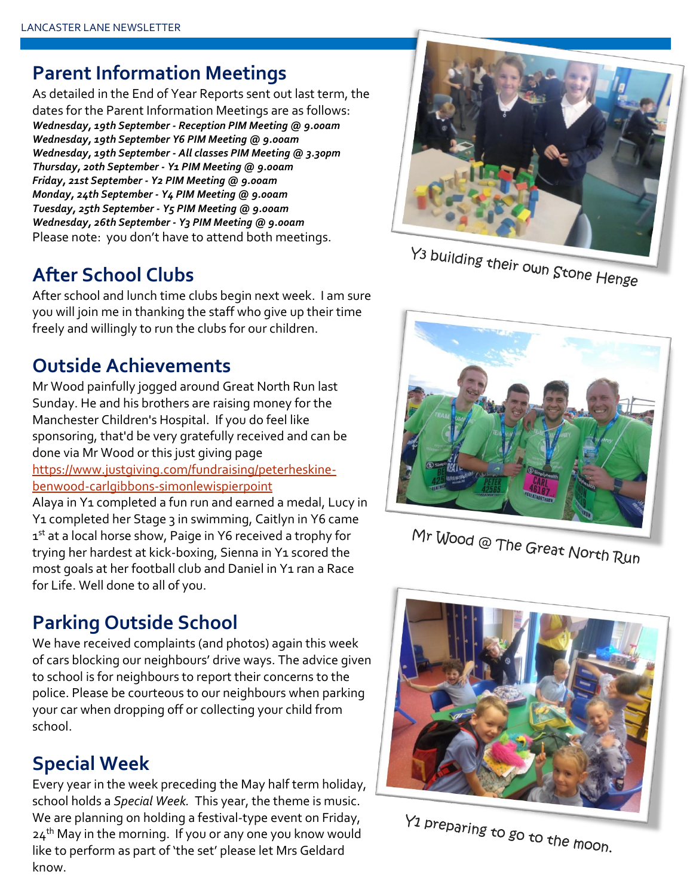## Parent Information Meetings

As detailed in the End of Year Reports sent out last term, the dates for the Parent Information Meetings are as follows:

***Wednesday, 19th September - Reception PIM Meeting @ 9.00am***
***Wednesday, 19th September Y6 PIM Meeting @ 9.00am***
***Wednesday, 19th September - All classes PIM Meeting @ 3.30pm***
***Thursday, 20th September - Y1 PIM Meeting @ 9.00am***
***Friday, 21st September - Y2 PIM Meeting @ 9.00am***
***Monday, 24th September - Y4 PIM Meeting @ 9.00am***
***Tuesday, 25th September - Y5 PIM Meeting @ 9.00am***
***Wednesday, 26th September - Y3 PIM Meeting @ 9.00am***

Please note: you don't have to attend both meetings.

## After School Clubs

After school and lunch time clubs begin next week. I am sure you will join me in thanking the staff who give up their time freely and willingly to run the clubs for our children.

## Outside Achievements

Mr Wood painfully jogged around Great North Run last Sunday. He and his brothers are raising money for the Manchester Children's Hospital. If you do feel like sponsoring, that'd be very gratefully received and can be done via Mr Wood or this just giving page https://www.justgiving.com/fundraising/peterheskine-benwood-carlgibbons-simonlewispierpoint

Alaya in Y1 completed a fun run and earned a medal, Lucy in Y1 completed her Stage 3 in swimming, Caitlyn in Y6 came 1st at a local horse show, Paige in Y6 received a trophy for trying her hardest at kick-boxing, Sienna in Y1 scored the most goals at her football club and Daniel in Y1 ran a Race for Life. Well done to all of you.

## Parking Outside School

We have received complaints (and photos) again this week of cars blocking our neighbours' drive ways. The advice given to school is for neighbours to report their concerns to the police. Please be courteous to our neighbours when parking your car when dropping off or collecting your child from school.

## Special Week

Every year in the week preceding the May half term holiday, school holds a *Special Week*. This year, the theme is music. We are planning on holding a festival-type event on Friday, 24th May in the morning. If you or any one you know would like to perform as part of 'the set' please let Mrs Geldard know.

Y3 building their own Stone Henge

Mr Wood @ The Great North Run

Y1 preparing to go to the moon.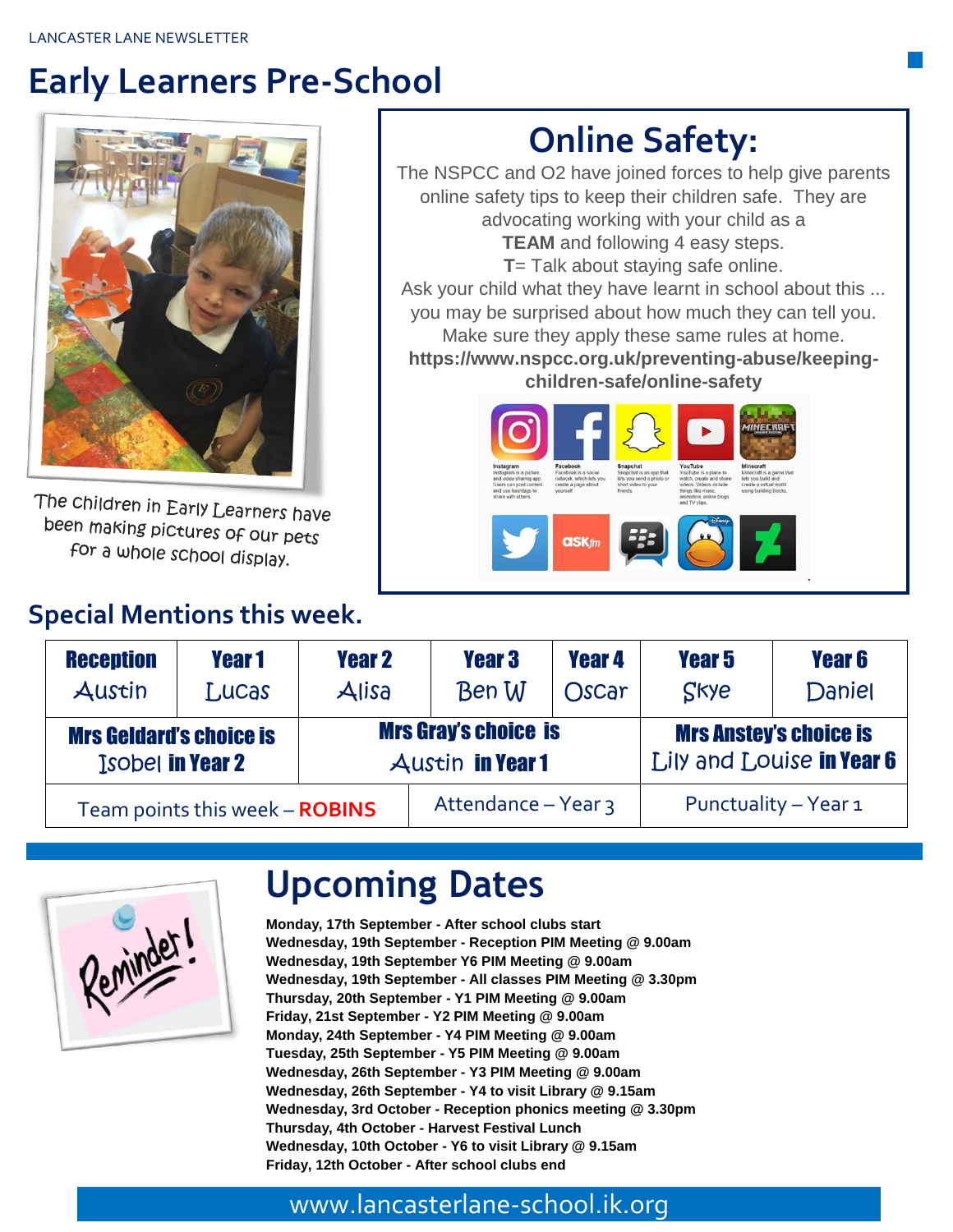LANCASTER LANE NEWSLETTER

# Early Learners Pre-School

The children in Early Learners have been making pictures of our pets for a whole school display.

## Online Safety:

The NSPCC and O2 have joined forces to help give parents online safety tips to keep their children safe. They are advocating working with your child as a **TEAM** and following 4 easy steps.

**T**= Talk about staying safe online.

Ask your child what they have learnt in school about this ... you may be surprised about how much they can tell you. Make sure they apply these same rules at home.

**https://www.nspcc.org.uk/preventing-abuse/keeping-children-safe/online-safety**

Instagram
Instagram is a picture and video sharing app. Users can post content and use hashtags to share with others.

Facebook
Facebook is a social network, which lets you create a page about yourself.

Snapchat
Snapchat is an app that lets you send a photo or short video to your friends.

YouTube
YouTube is a place to watch, create and share videos. Videos include things like music, animation, online blogs and TV clips.

Minecraft
Minecraft is a game that lets you build and create a virtual world using building blocks.

## Special Mentions this week.

| Reception | Year 1 | Year 2 | Year 3 | Year 4 | Year 5 | Year 6 |
|---|---|---|---|---|---|---|
| Austin | Lucas | Alisa | Ben W | Oscar | Skye | Daniel |
| **Mrs Geldard's choice is** Isobel **in Year 2** | | **Mrs Gray's choice is** Austin **in Year 1** | | | **Mrs Anstey's choice is** Lily and Louise **in Year 6** | |
| Team points this week – **ROBINS** | | | Attendance – Year 3 | | Punctuality – Year 1 | |

## Upcoming Dates

**Monday, 17th September - After school clubs start**
**Wednesday, 19th September - Reception PIM Meeting @ 9.00am**
**Wednesday, 19th September Y6 PIM Meeting @ 9.00am**
**Wednesday, 19th September - All classes PIM Meeting @ 3.30pm**
**Thursday, 20th September - Y1 PIM Meeting @ 9.00am**
**Friday, 21st September - Y2 PIM Meeting @ 9.00am**
**Monday, 24th September - Y4 PIM Meeting @ 9.00am**
**Tuesday, 25th September - Y5 PIM Meeting @ 9.00am**
**Wednesday, 26th September - Y3 PIM Meeting @ 9.00am**
**Wednesday, 26th September - Y4 to visit Library @ 9.15am**
**Wednesday, 3rd October - Reception phonics meeting @ 3.30pm**
**Thursday, 4th October - Harvest Festival Lunch**
**Wednesday, 10th October - Y6 to visit Library @ 9.15am**
**Friday, 12th October - After school clubs end**

www.lancasterlane-school.ik.org